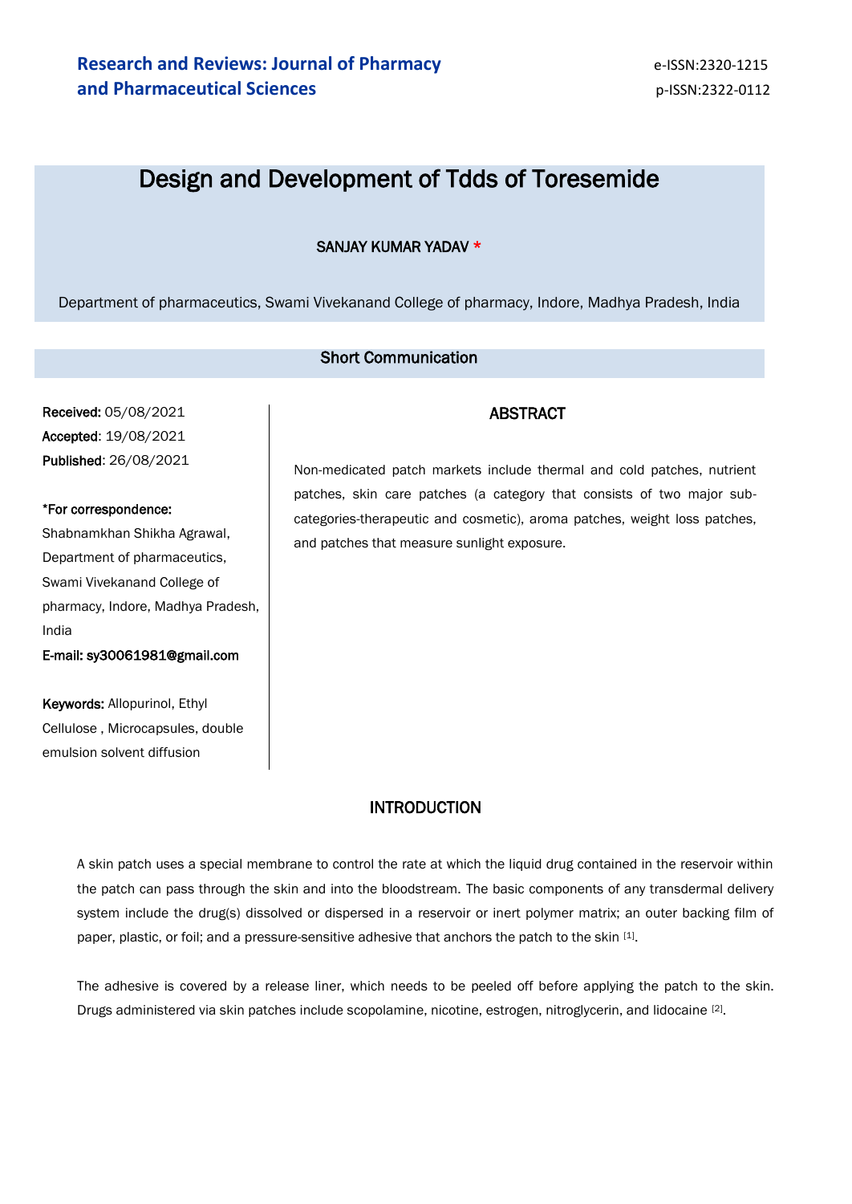# Design and Development of Tdds of Toresemide

SANJAY KUMAR YADAV *

Department of pharmaceutics, Swami Vivekanand College of pharmacy, Indore, Madhya Pradesh, India

## Short Communication

**Received:** 05/08/2021

**Accepted**: 19/08/2021

**Published**: 26/08/2021

**\*For correspondence:**

Shabnamkhan Shikha Agrawal, Department of pharmaceutics, Swami Vivekanand College of pharmacy, Indore, Madhya Pradesh, India

**E-mail: sy30061981@gmail.com**

**Keywords:** Allopurinol, Ethyl Cellulose , Microcapsules, double emulsion solvent diffusion

## ABSTRACT

Non-medicated patch markets include thermal and cold patches, nutrient patches, skin care patches (a category that consists of two major sub-categories-therapeutic and cosmetic), aroma patches, weight loss patches, and patches that measure sunlight exposure.

## INTRODUCTION

A skin patch uses a special membrane to control the rate at which the liquid drug contained in the reservoir within the patch can pass through the skin and into the bloodstream. The basic components of any transdermal delivery system include the drug(s) dissolved or dispersed in a reservoir or inert polymer matrix; an outer backing film of paper, plastic, or foil; and a pressure-sensitive adhesive that anchors the patch to the skin [1].

The adhesive is covered by a release liner, which needs to be peeled off before applying the patch to the skin. Drugs administered via skin patches include scopolamine, nicotine, estrogen, nitroglycerin, and lidocaine [2].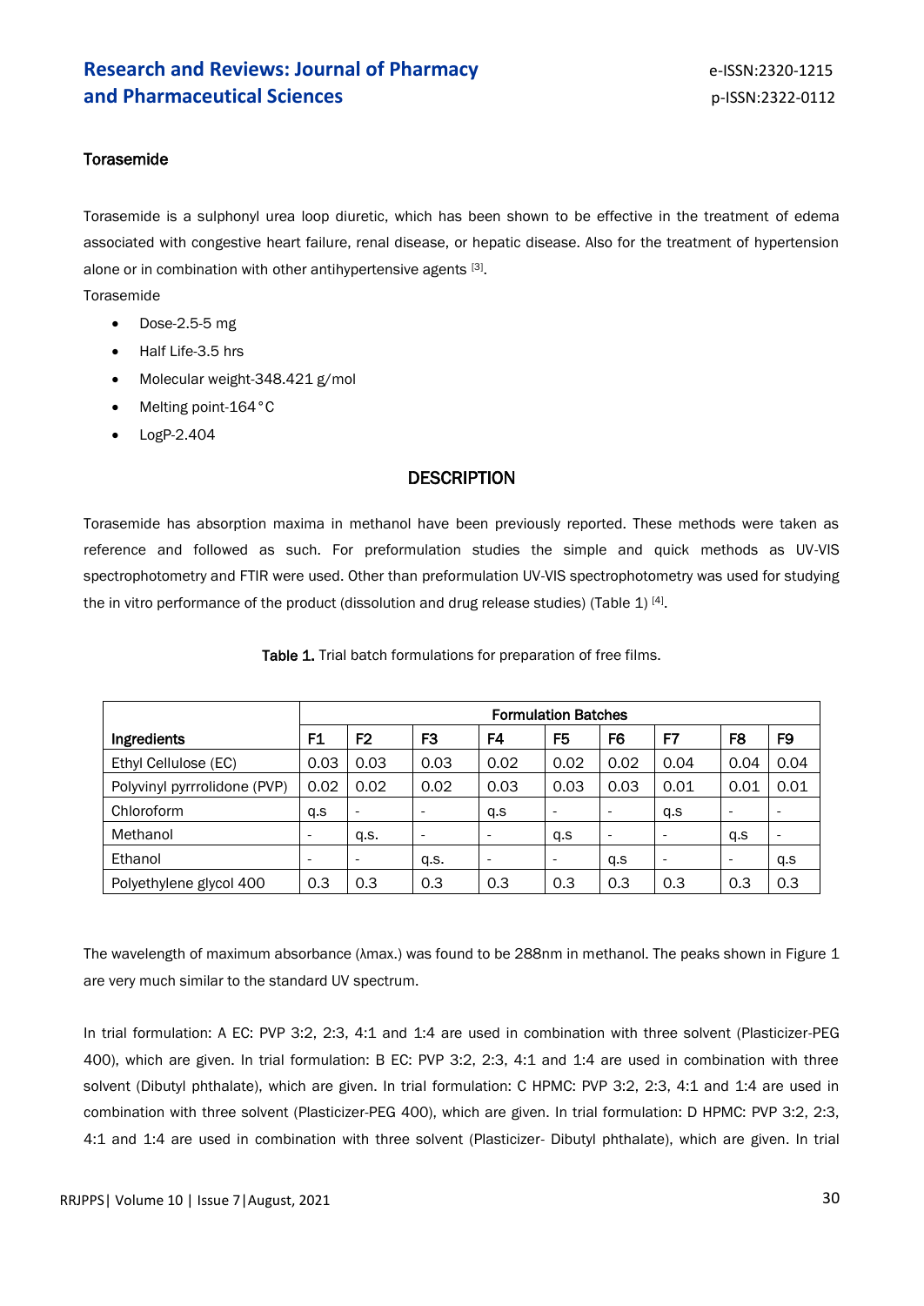### Torasemide

Torasemide is a sulphonyl urea loop diuretic, which has been shown to be effective in the treatment of edema associated with congestive heart failure, renal disease, or hepatic disease. Also for the treatment of hypertension alone or in combination with other antihypertensive agents [3].

Torasemide

- Dose-2.5-5 mg
- Half Life-3.5 hrs
- Molecular weight-348.421 g/mol
- Melting point-164 °C
- LogP-2.404

## DESCRIPTION

Torasemide has absorption maxima in methanol have been previously reported. These methods were taken as reference and followed as such. For preformulation studies the simple and quick methods as UV-VIS spectrophotometry and FTIR were used. Other than preformulation UV-VIS spectrophotometry was used for studying the in vitro performance of the product (dissolution and drug release studies) (Table 1) [4].

**Table 1.** Trial batch formulations for preparation of free films.

| Ingredients | Formulation Batches | | | | | | | | |
|---|---|---|---|---|---|---|---|---|---|
| | F1 | F2 | F3 | F4 | F5 | F6 | F7 | F8 | F9 |
| Ethyl Cellulose (EC) | 0.03 | 0.03 | 0.03 | 0.02 | 0.02 | 0.02 | 0.04 | 0.04 | 0.04 |
| Polyvinyl pyrrrolidone (PVP) | 0.02 | 0.02 | 0.02 | 0.03 | 0.03 | 0.03 | 0.01 | 0.01 | 0.01 |
| Chloroform | q.s | - | - | q.s | - | - | q.s | - | - |
| Methanol | - | q.s. | - | - | q.s | - | - | q.s | - |
| Ethanol | - | - | q.s. | - | - | q.s | - | - | q.s |
| Polyethylene glycol 400 | 0.3 | 0.3 | 0.3 | 0.3 | 0.3 | 0.3 | 0.3 | 0.3 | 0.3 |

The wavelength of maximum absorbance (λmax.) was found to be 288nm in methanol. The peaks shown in Figure 1 are very much similar to the standard UV spectrum.

In trial formulation: A EC: PVP 3:2, 2:3, 4:1 and 1:4 are used in combination with three solvent (Plasticizer-PEG 400), which are given. In trial formulation: B EC: PVP 3:2, 2:3, 4:1 and 1:4 are used in combination with three solvent (Dibutyl phthalate), which are given. In trial formulation: C HPMC: PVP 3:2, 2:3, 4:1 and 1:4 are used in combination with three solvent (Plasticizer-PEG 400), which are given. In trial formulation: D HPMC: PVP 3:2, 2:3, 4:1 and 1:4 are used in combination with three solvent (Plasticizer- Dibutyl phthalate), which are given. In trial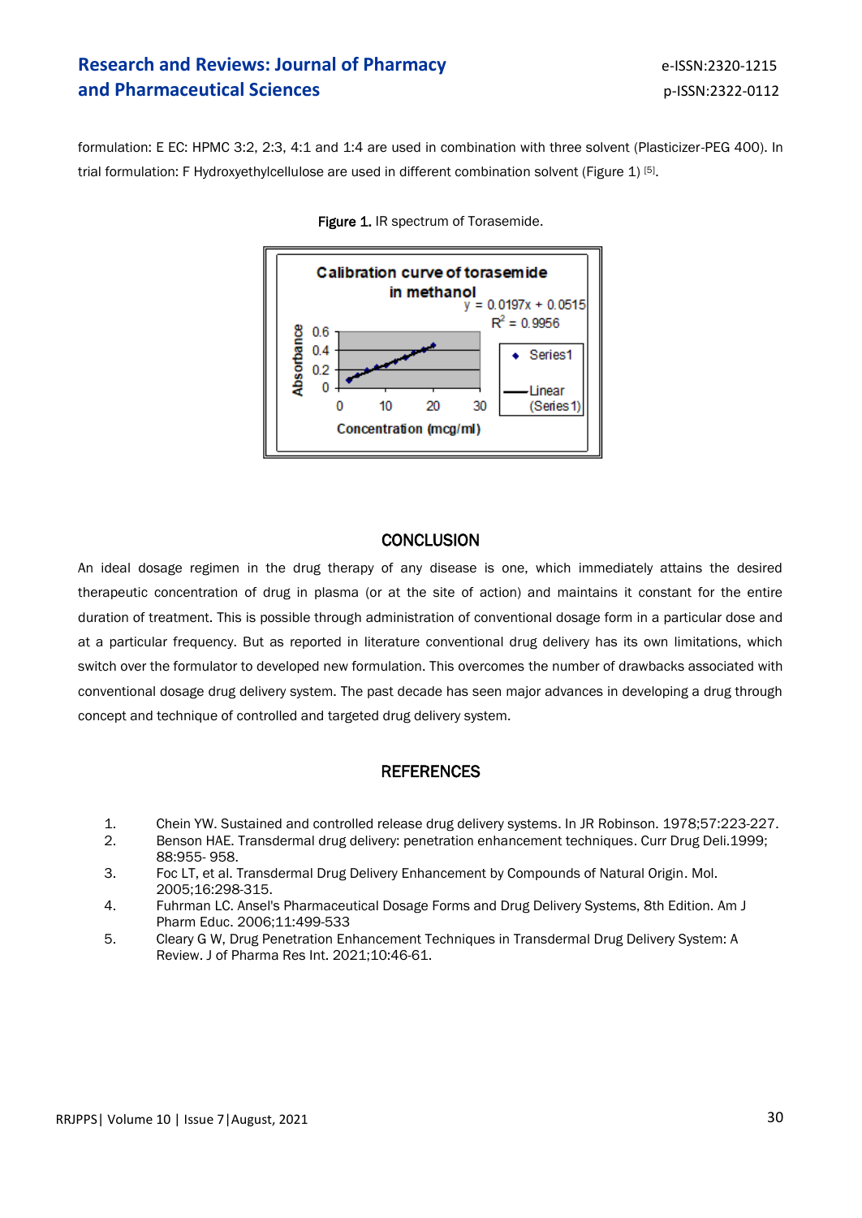formulation: E EC: HPMC 3:2, 2:3, 4:1 and 1:4 are used in combination with three solvent (Plasticizer-PEG 400). In trial formulation: F Hydroxyethylcellulose are used in different combination solvent (Figure 1) [5].

**Figure 1.** IR spectrum of Torasemide.

Calibration curve of torasemide in methanol

$y = 0.0197x + 0.0515$

$R^2 = 0.9956$

Absorbance

0.6
0.4
0.2
0

0 10 20 30

Concentration (mcg/ml)

Series1

Linear (Series1)

## CONCLUSION

An ideal dosage regimen in the drug therapy of any disease is one, which immediately attains the desired therapeutic concentration of drug in plasma (or at the site of action) and maintains it constant for the entire duration of treatment. This is possible through administration of conventional dosage form in a particular dose and at a particular frequency. But as reported in literature conventional drug delivery has its own limitations, which switch over the formulator to developed new formulation. This overcomes the number of drawbacks associated with conventional dosage drug delivery system. The past decade has seen major advances in developing a drug through concept and technique of controlled and targeted drug delivery system.

## REFERENCES

1. Chein YW. Sustained and controlled release drug delivery systems. In JR Robinson. 1978;57:223-227.
2. Benson HAE. Transdermal drug delivery: penetration enhancement techniques. Curr Drug Deli.1999; 88:955- 958.
3. Foc LT, et al. Transdermal Drug Delivery Enhancement by Compounds of Natural Origin. Mol. 2005;16:298-315.
4. Fuhrman LC. Ansel's Pharmaceutical Dosage Forms and Drug Delivery Systems, 8th Edition. Am J Pharm Educ. 2006;11:499-533
5. Cleary G W, Drug Penetration Enhancement Techniques in Transdermal Drug Delivery System: A Review. J of Pharma Res Int. 2021;10:46-61.